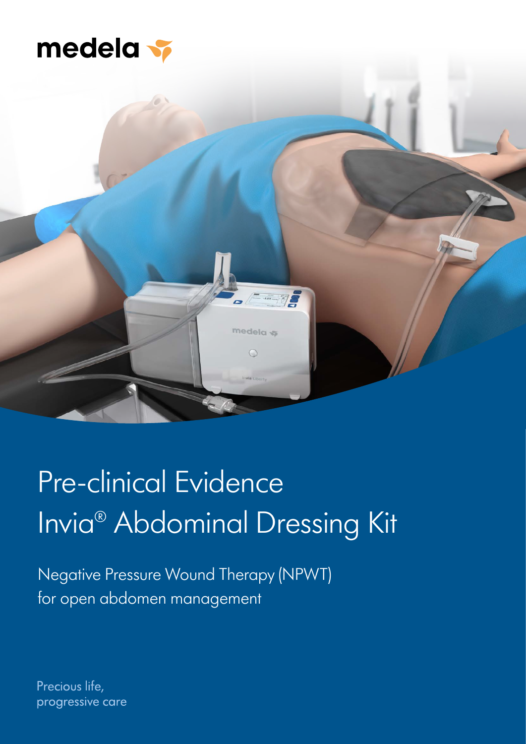medela

# Pre-clinical Evidence
# Invia® Abdominal Dressing Kit

Negative Pressure Wound Therapy (NPWT) for open abdomen management

Precious life, progressive care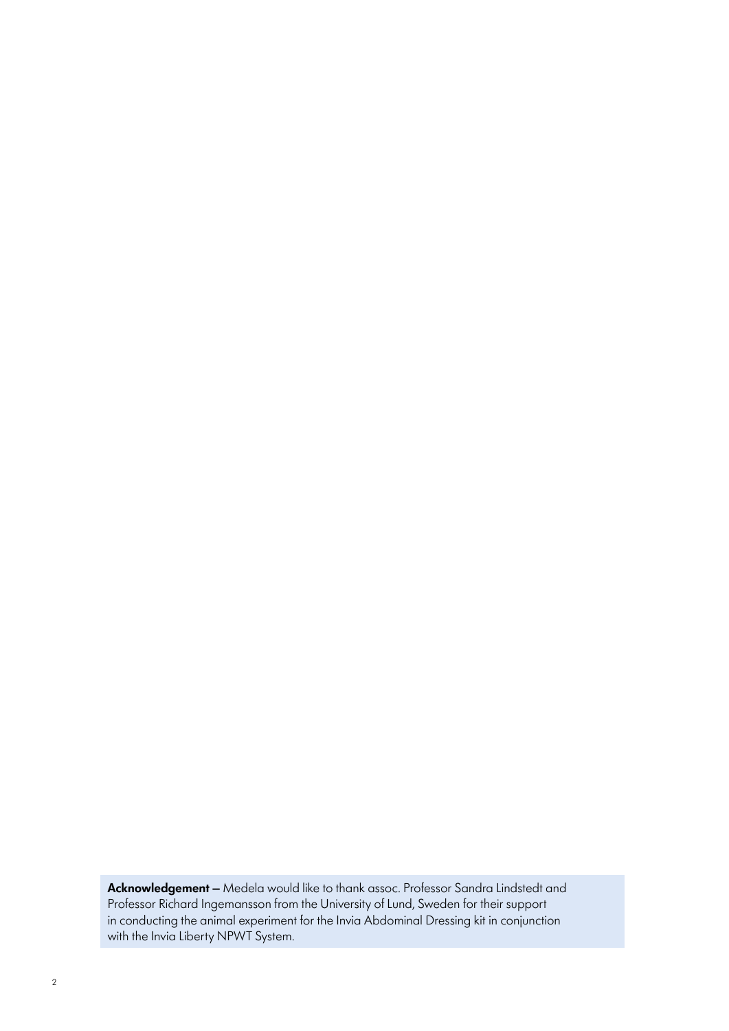**Acknowledgement –** Medela would like to thank assoc. Professor Sandra Lindstedt and Professor Richard Ingemansson from the University of Lund, Sweden for their support in conducting the animal experiment for the Invia Abdominal Dressing kit in conjunction with the Invia Liberty NPWT System.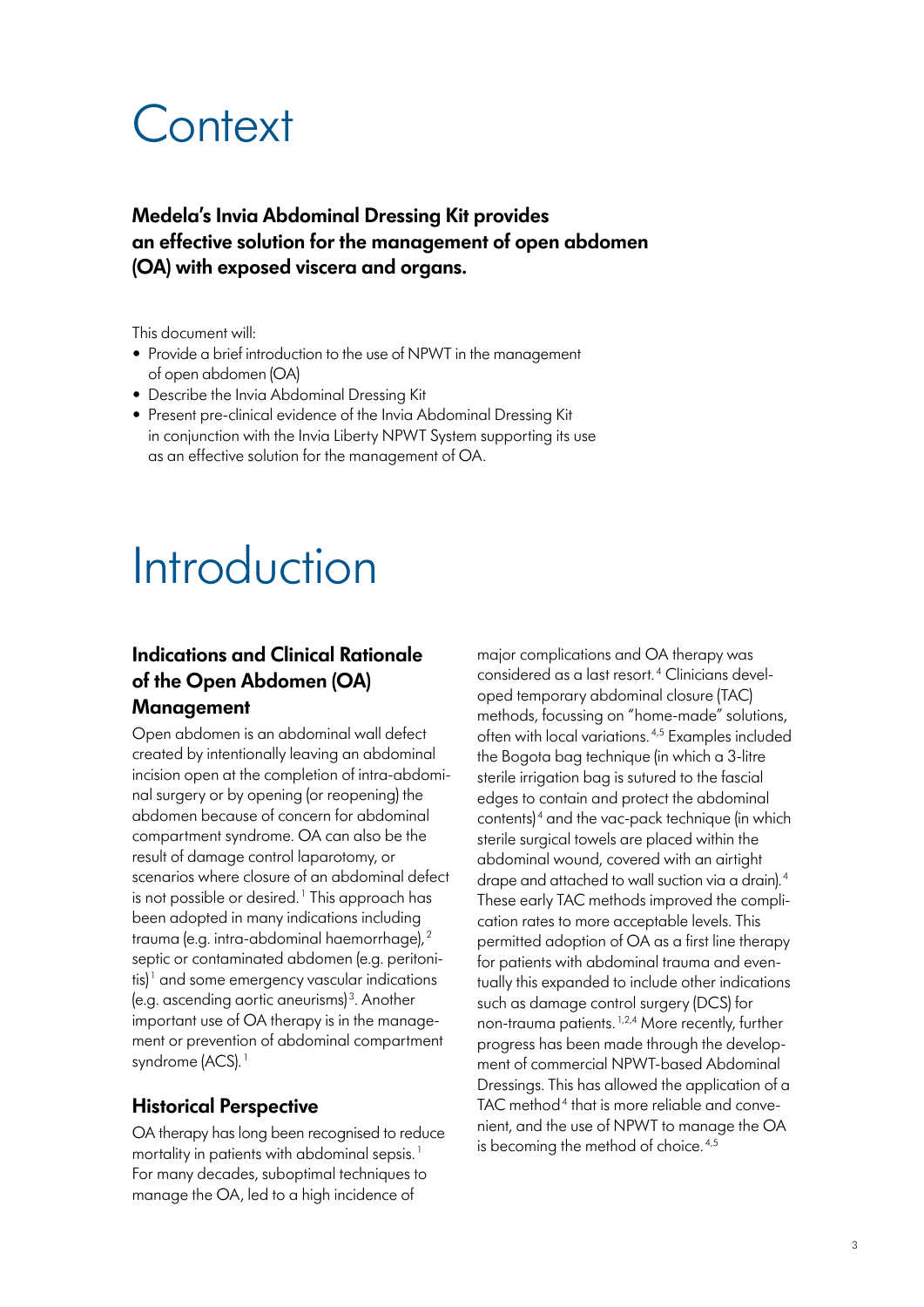# Context

**Medela's Invia Abdominal Dressing Kit provides an effective solution for the management of open abdomen (OA) with exposed viscera and organs.**

This document will:

- Provide a brief introduction to the use of NPWT in the management of open abdomen (OA)
- Describe the Invia Abdominal Dressing Kit
- Present pre-clinical evidence of the Invia Abdominal Dressing Kit in conjunction with the Invia Liberty NPWT System supporting its use as an effective solution for the management of OA.

# Introduction

### Indications and Clinical Rationale of the Open Abdomen (OA) Management

Open abdomen is an abdominal wall defect created by intentionally leaving an abdominal incision open at the completion of intra-abdominal surgery or by opening (or reopening) the abdomen because of concern for abdominal compartment syndrome. OA can also be the result of damage control laparotomy, or scenarios where closure of an abdominal defect is not possible or desired.[1] This approach has been adopted in many indications including trauma (e.g. intra-abdominal haemorrhage),[2] septic or contaminated abdomen (e.g. peritonitis)[1] and some emergency vascular indications (e.g. ascending aortic aneurisms)[3]. Another important use of OA therapy is in the management or prevention of abdominal compartment syndrome (ACS).[1]

### Historical Perspective

OA therapy has long been recognised to reduce mortality in patients with abdominal sepsis.[1] For many decades, suboptimal techniques to manage the OA, led to a high incidence of major complications and OA therapy was considered as a last resort.[4] Clinicians developed temporary abdominal closure (TAC) methods, focussing on "home-made" solutions, often with local variations.[4,5] Examples included the Bogota bag technique (in which a 3-litre sterile irrigation bag is sutured to the fascial edges to contain and protect the abdominal contents)[4] and the vac-pack technique (in which sterile surgical towels are placed within the abdominal wound, covered with an airtight drape and attached to wall suction via a drain).[4] These early TAC methods improved the complication rates to more acceptable levels. This permitted adoption of OA as a first line therapy for patients with abdominal trauma and eventually this expanded to include other indications such as damage control surgery (DCS) for non-trauma patients.[1,2,4] More recently, further progress has been made through the development of commercial NPWT-based Abdominal Dressings. This has allowed the application of a TAC method[4] that is more reliable and convenient, and the use of NPWT to manage the OA is becoming the method of choice.[4,5]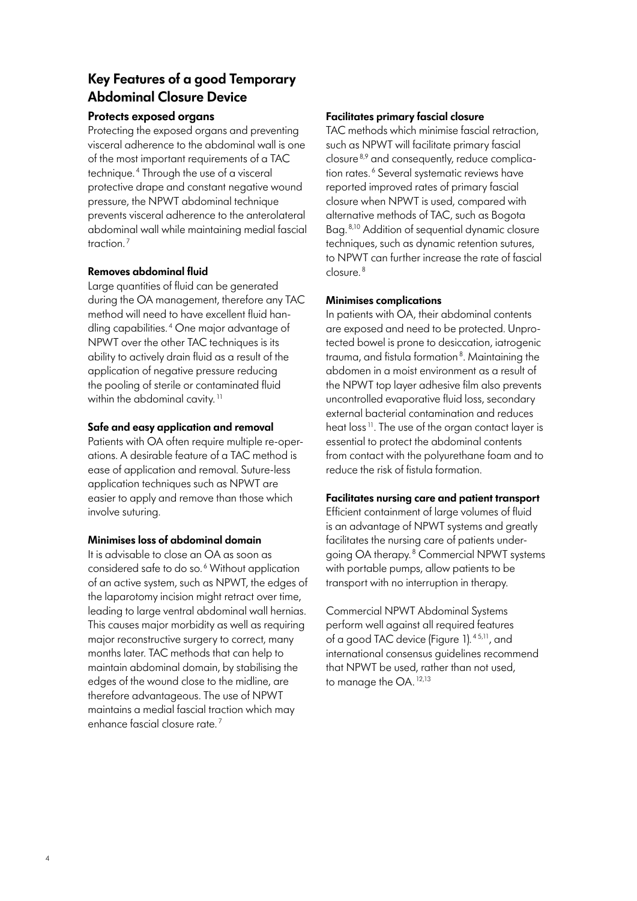## Key Features of a good Temporary Abdominal Closure Device

### Protects exposed organs

Protecting the exposed organs and preventing visceral adherence to the abdominal wall is one of the most important requirements of a TAC technique.[4] Through the use of a visceral protective drape and constant negative wound pressure, the NPWT abdominal technique prevents visceral adherence to the anterolateral abdominal wall while maintaining medial fascial traction.[7]

### Removes abdominal fluid

Large quantities of fluid can be generated during the OA management, therefore any TAC method will need to have excellent fluid handling capabilities.[4] One major advantage of NPWT over the other TAC techniques is its ability to actively drain fluid as a result of the application of negative pressure reducing the pooling of sterile or contaminated fluid within the abdominal cavity.[11]

### Safe and easy application and removal

Patients with OA often require multiple re-operations. A desirable feature of a TAC method is ease of application and removal. Suture-less application techniques such as NPWT are easier to apply and remove than those which involve suturing.

### Minimises loss of abdominal domain

It is advisable to close an OA as soon as considered safe to do so.[6] Without application of an active system, such as NPWT, the edges of the laparotomy incision might retract over time, leading to large ventral abdominal wall hernias. This causes major morbidity as well as requiring major reconstructive surgery to correct, many months later. TAC methods that can help to maintain abdominal domain, by stabilising the edges of the wound close to the midline, are therefore advantageous. The use of NPWT maintains a medial fascial traction which may enhance fascial closure rate.[7]

### Facilitates primary fascial closure

TAC methods which minimise fascial retraction, such as NPWT will facilitate primary fascial closure[8,9] and consequently, reduce complication rates.[6] Several systematic reviews have reported improved rates of primary fascial closure when NPWT is used, compared with alternative methods of TAC, such as Bogota Bag.[8,10] Addition of sequential dynamic closure techniques, such as dynamic retention sutures, to NPWT can further increase the rate of fascial closure.[8]

### Minimises complications

In patients with OA, their abdominal contents are exposed and need to be protected. Unprotected bowel is prone to desiccation, iatrogenic trauma, and fistula formation[8]. Maintaining the abdomen in a moist environment as a result of the NPWT top layer adhesive film also prevents uncontrolled evaporative fluid loss, secondary external bacterial contamination and reduces heat loss[11]. The use of the organ contact layer is essential to protect the abdominal contents from contact with the polyurethane foam and to reduce the risk of fistula formation.

### Facilitates nursing care and patient transport

Efficient containment of large volumes of fluid is an advantage of NPWT systems and greatly facilitates the nursing care of patients undergoing OA therapy.[8] Commercial NPWT systems with portable pumps, allow patients to be transport with no interruption in therapy.

Commercial NPWT Abdominal Systems perform well against all required features of a good TAC device (Figure 1).[4,5,11], and international consensus guidelines recommend that NPWT be used, rather than not used, to manage the OA.[12,13]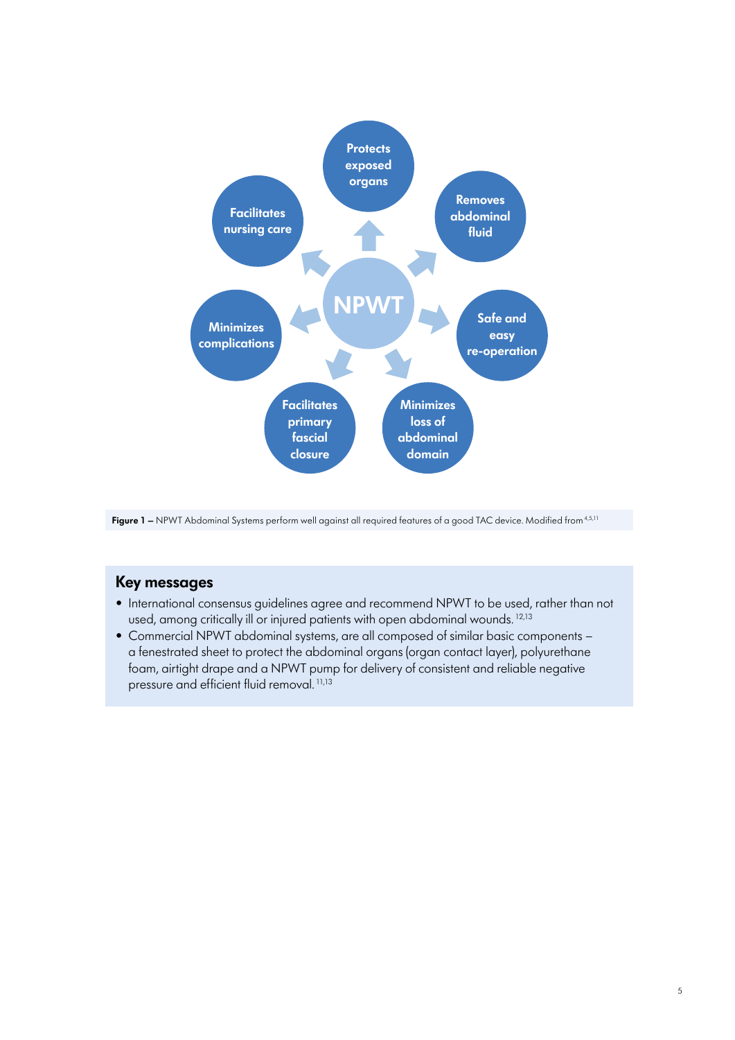NPWT

Protects exposed organs

Removes abdominal fluid

Safe and easy re-operation

Minimizes loss of abdominal domain

Facilitates primary fascial closure

Minimizes complications

Facilitates nursing care

**Figure 1 –** NPWT Abdominal Systems perform well against all required features of a good TAC device. Modified from [4,5,11]

## Key messages

- International consensus guidelines agree and recommend NPWT to be used, rather than not used, among critically ill or injured patients with open abdominal wounds. [12,13]
- Commercial NPWT abdominal systems, are all composed of similar basic components – a fenestrated sheet to protect the abdominal organs (organ contact layer), polyurethane foam, airtight drape and a NPWT pump for delivery of consistent and reliable negative pressure and efficient fluid removal. [11,13]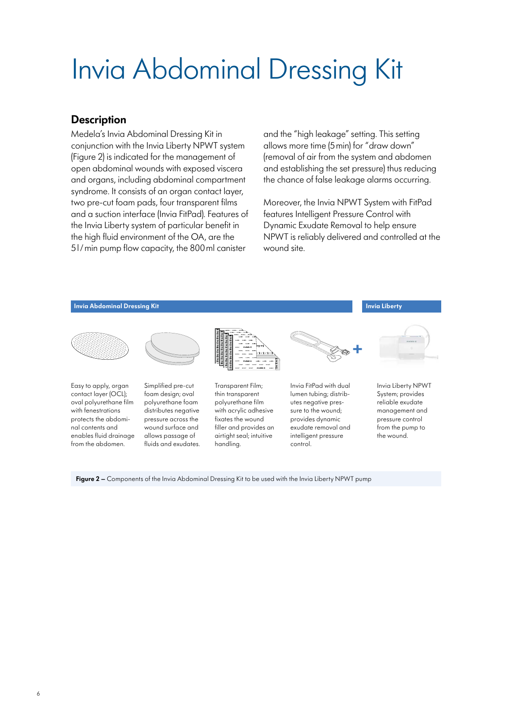# Invia Abdominal Dressing Kit

## Description

Medela's Invia Abdominal Dressing Kit in conjunction with the Invia Liberty NPWT system (Figure 2) is indicated for the management of open abdominal wounds with exposed viscera and organs, including abdominal compartment syndrome. It consists of an organ contact layer, two pre-cut foam pads, four transparent films and a suction interface (Invia FitPad). Features of the Invia Liberty system of particular benefit in the high fluid environment of the OA, are the 5 l/min pump flow capacity, the 800 ml canister and the "high leakage" setting. This setting allows more time (5 min) for "draw down" (removal of air from the system and abdomen and establishing the set pressure) thus reducing the chance of false leakage alarms occurring.

Moreover, the Invia NPWT System with FitPad features Intelligent Pressure Control with Dynamic Exudate Removal to help ensure NPWT is reliably delivered and controlled at the wound site.

**Invia Abdominal Dressing Kit**

Easy to apply, organ contact layer (OCL); oval polyurethane film with fenestrations protects the abdominal contents and enables fluid drainage from the abdomen.

Simplified pre-cut foam design; oval polyurethane foam distributes negative pressure across the wound surface and allows passage of fluids and exudates.

Transparent Film; thin transparent polyurethane film with acrylic adhesive fixates the wound filler and provides an airtight seal; intuitive handling.

Invia FitPad with dual lumen tubing; distributes negative pressure to the wound; provides dynamic exudate removal and intelligent pressure control.

**Invia Liberty**

Invia Liberty NPWT System; provides reliable exudate management and pressure control from the pump to the wound.

**Figure 2 –** Components of the Invia Abdominal Dressing Kit to be used with the Invia Liberty NPWT pump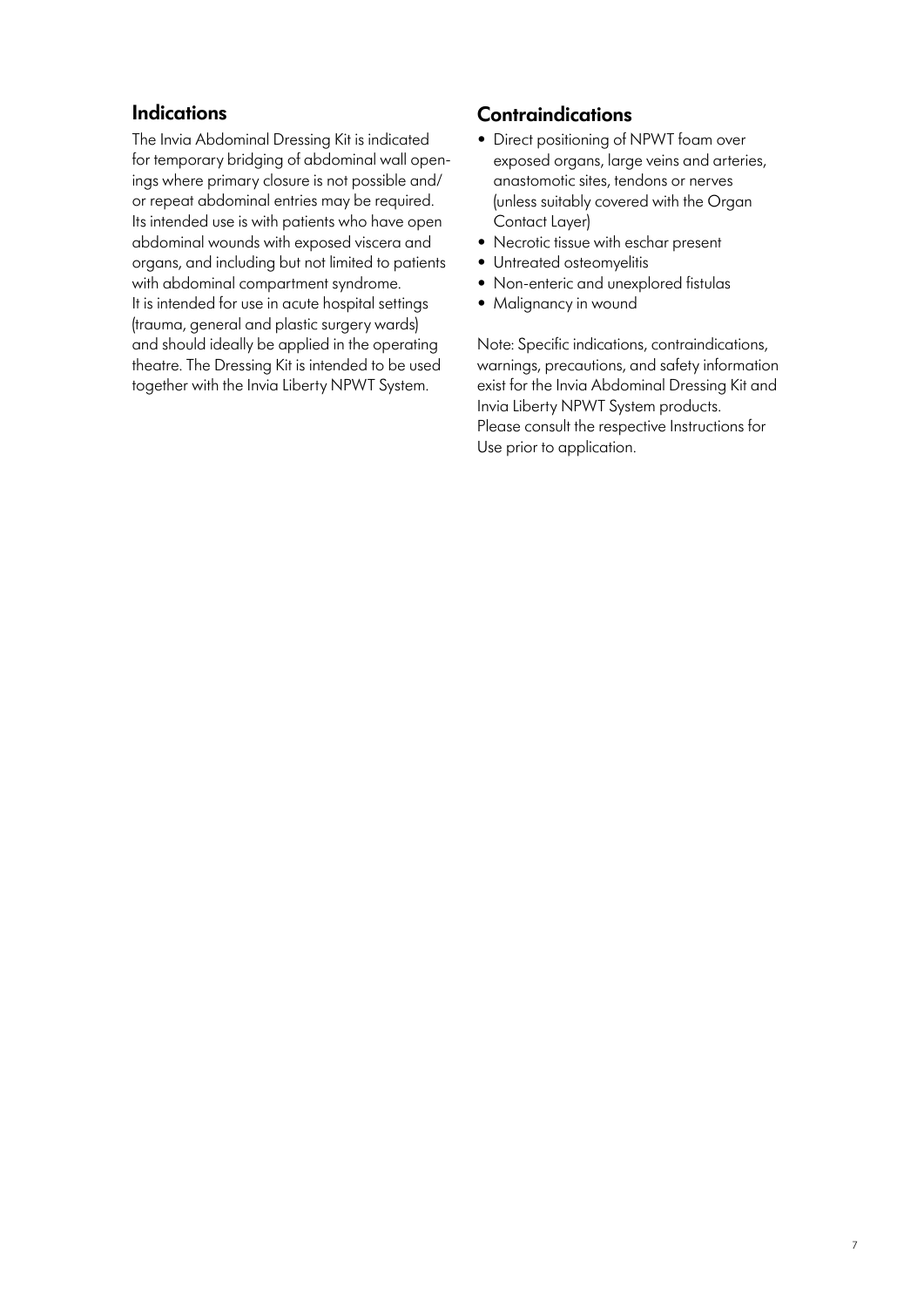## Indications

The Invia Abdominal Dressing Kit is indicated for temporary bridging of abdominal wall openings where primary closure is not possible and/ or repeat abdominal entries may be required. Its intended use is with patients who have open abdominal wounds with exposed viscera and organs, and including but not limited to patients with abdominal compartment syndrome. It is intended for use in acute hospital settings (trauma, general and plastic surgery wards) and should ideally be applied in the operating theatre. The Dressing Kit is intended to be used together with the Invia Liberty NPWT System.

## Contraindications

- Direct positioning of NPWT foam over exposed organs, large veins and arteries, anastomotic sites, tendons or nerves (unless suitably covered with the Organ Contact Layer)
- Necrotic tissue with eschar present
- Untreated osteomyelitis
- Non-enteric and unexplored fistulas
- Malignancy in wound

Note: Specific indications, contraindications, warnings, precautions, and safety information exist for the Invia Abdominal Dressing Kit and Invia Liberty NPWT System products. Please consult the respective Instructions for Use prior to application.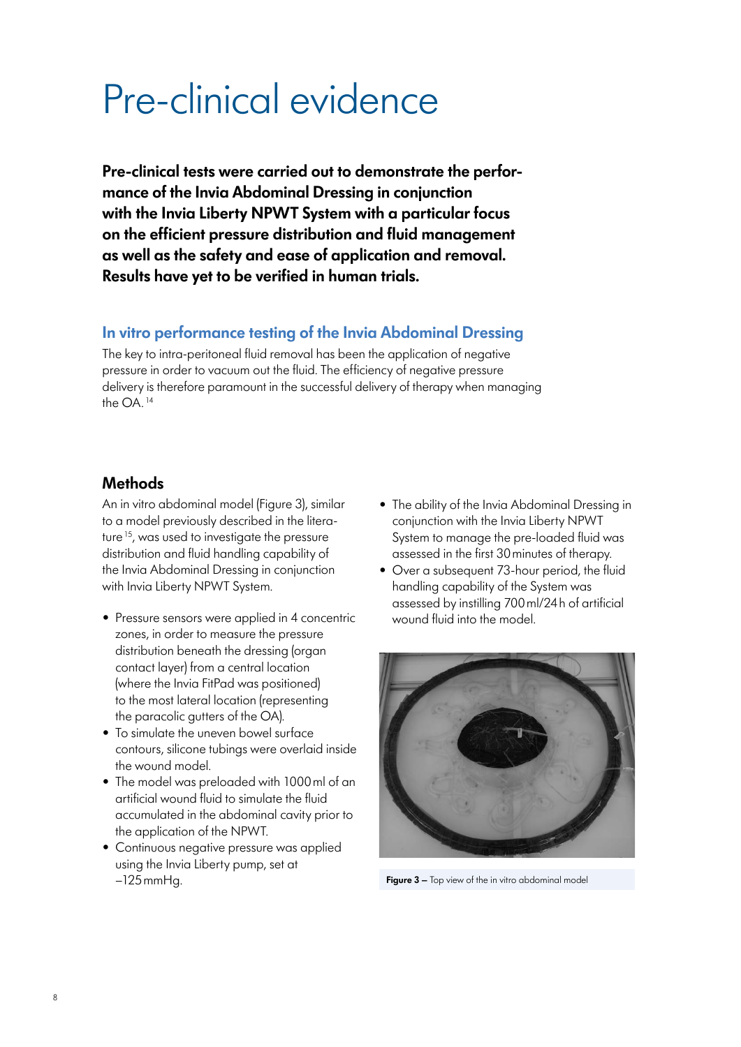# Pre-clinical evidence

**Pre-clinical tests were carried out to demonstrate the performance of the Invia Abdominal Dressing in conjunction with the Invia Liberty NPWT System with a particular focus on the efficient pressure distribution and fluid management as well as the safety and ease of application and removal. Results have yet to be verified in human trials.**

## In vitro performance testing of the Invia Abdominal Dressing

The key to intra-peritoneal fluid removal has been the application of negative pressure in order to vacuum out the fluid. The efficiency of negative pressure delivery is therefore paramount in the successful delivery of therapy when managing the OA. [14]

### Methods

An in vitro abdominal model (Figure 3), similar to a model previously described in the literature [15], was used to investigate the pressure distribution and fluid handling capability of the Invia Abdominal Dressing in conjunction with Invia Liberty NPWT System.

- Pressure sensors were applied in 4 concentric zones, in order to measure the pressure distribution beneath the dressing (organ contact layer) from a central location (where the Invia FitPad was positioned) to the most lateral location (representing the paracolic gutters of the OA).
- To simulate the uneven bowel surface contours, silicone tubings were overlaid inside the wound model.
- The model was preloaded with 1000 ml of an artificial wound fluid to simulate the fluid accumulated in the abdominal cavity prior to the application of the NPWT.
- Continuous negative pressure was applied using the Invia Liberty pump, set at −125 mmHg.
- The ability of the Invia Abdominal Dressing in conjunction with the Invia Liberty NPWT System to manage the pre-loaded fluid was assessed in the first 30 minutes of therapy.
- Over a subsequent 73-hour period, the fluid handling capability of the System was assessed by instilling 700 ml/24 h of artificial wound fluid into the model.

**Figure 3 –** Top view of the in vitro abdominal model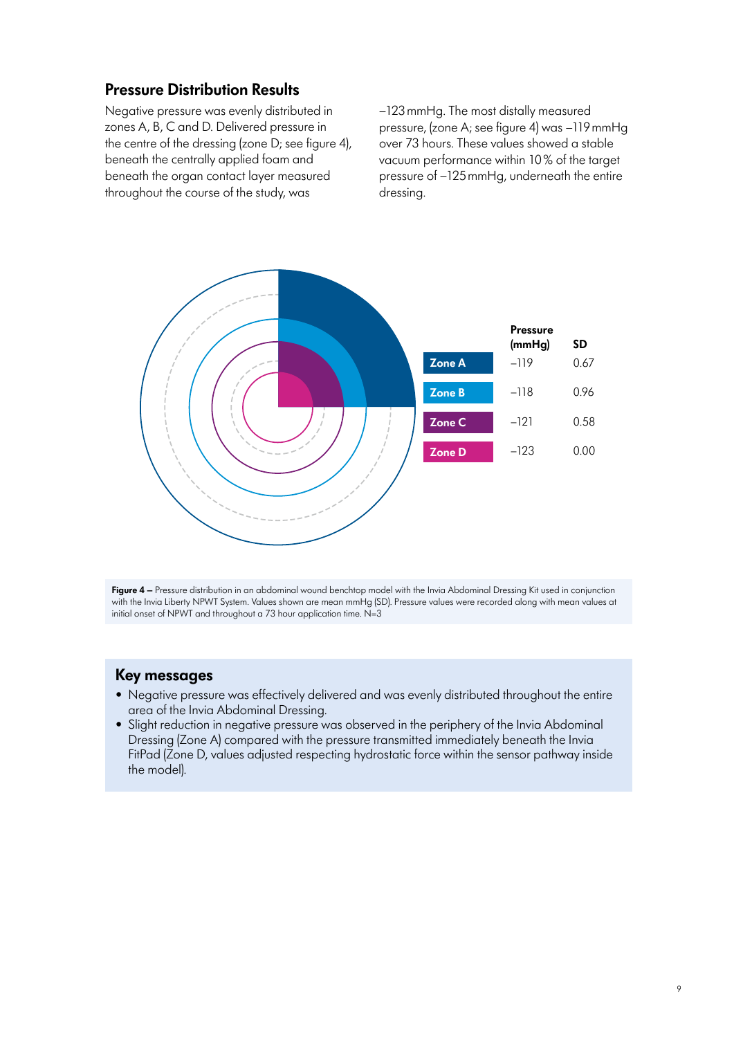## Pressure Distribution Results

Negative pressure was evenly distributed in zones A, B, C and D. Delivered pressure in the centre of the dressing (zone D; see figure 4), beneath the centrally applied foam and beneath the organ contact layer measured throughout the course of the study, was −123 mmHg. The most distally measured pressure, (zone A; see figure 4) was −119 mmHg over 73 hours. These values showed a stable vacuum performance within 10 % of the target pressure of −125 mmHg, underneath the entire dressing.

| | Pressure (mmHg) | SD |
|---|---|---|
| Zone A | −119 | 0.67 |
| Zone B | −118 | 0.96 |
| Zone C | −121 | 0.58 |
| Zone D | −123 | 0.00 |

**Figure 4 –** Pressure distribution in an abdominal wound benchtop model with the Invia Abdominal Dressing Kit used in conjunction with the Invia Liberty NPWT System. Values shown are mean mmHg (SD). Pressure values were recorded along with mean values at initial onset of NPWT and throughout a 73 hour application time. N=3

## Key messages

- Negative pressure was effectively delivered and was evenly distributed throughout the entire area of the Invia Abdominal Dressing.
- Slight reduction in negative pressure was observed in the periphery of the Invia Abdominal Dressing (Zone A) compared with the pressure transmitted immediately beneath the Invia FitPad (Zone D, values adjusted respecting hydrostatic force within the sensor pathway inside the model).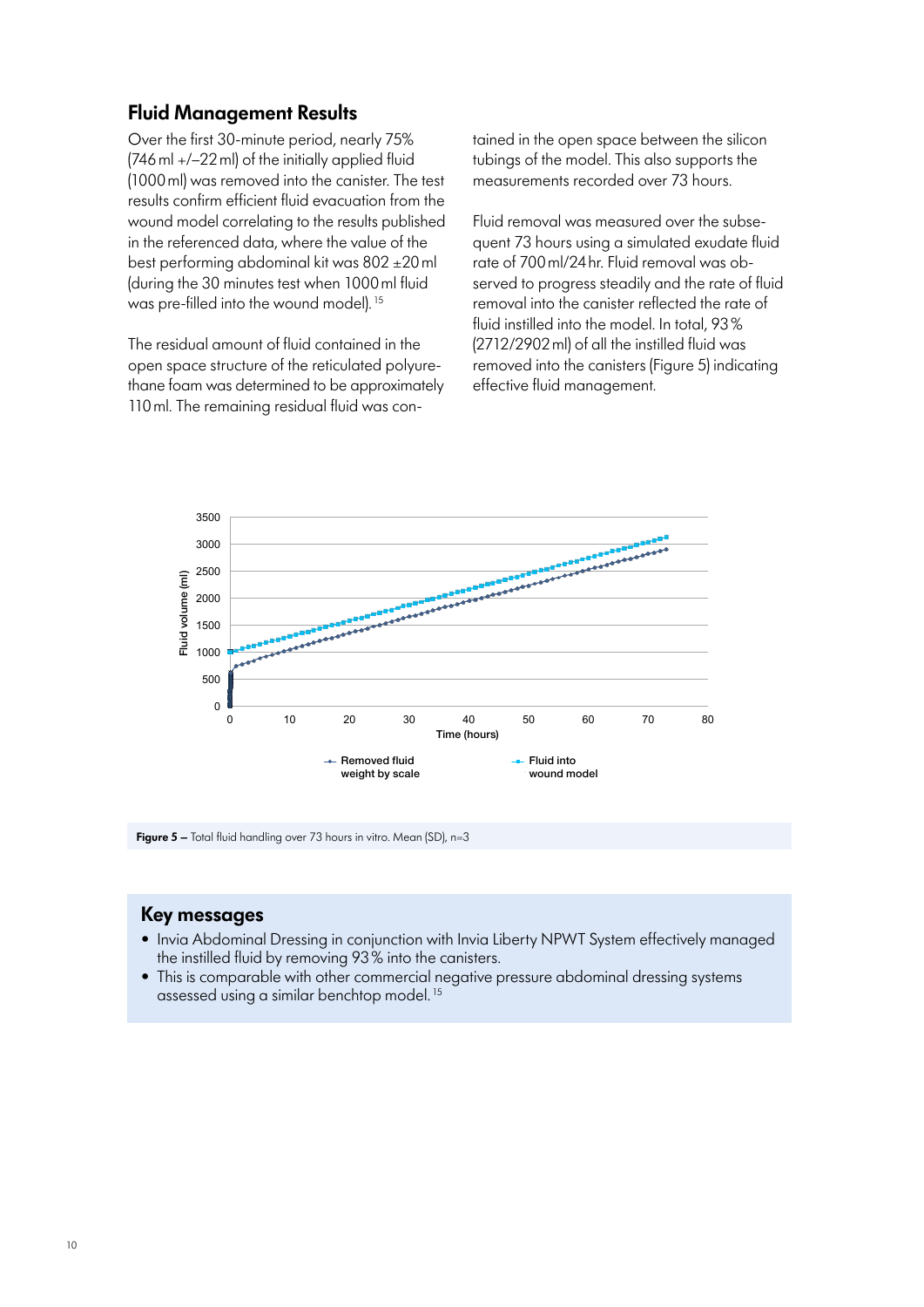## Fluid Management Results

Over the first 30-minute period, nearly 75% (746 ml +/–22 ml) of the initially applied fluid (1000 ml) was removed into the canister. The test results confirm efficient fluid evacuation from the wound model correlating to the results published in the referenced data, where the value of the best performing abdominal kit was 802 ±20 ml (during the 30 minutes test when 1000 ml fluid was pre-filled into the wound model).[15]

The residual amount of fluid contained in the open space structure of the reticulated polyurethane foam was determined to be approximately 110 ml. The remaining residual fluid was contained in the open space between the silicon tubings of the model. This also supports the measurements recorded over 73 hours.

Fluid removal was measured over the subsequent 73 hours using a simulated exudate fluid rate of 700 ml/24 hr. Fluid removal was observed to progress steadily and the rate of fluid removal into the canister reflected the rate of fluid instilled into the model. In total, 93 % (2712/2902 ml) of all the instilled fluid was removed into the canisters (Figure 5) indicating effective fluid management.

**Figure 5 –** Total fluid handling over 73 hours in vitro. Mean (SD), n=3

## Key messages

- Invia Abdominal Dressing in conjunction with Invia Liberty NPWT System effectively managed the instilled fluid by removing 93 % into the canisters.
- This is comparable with other commercial negative pressure abdominal dressing systems assessed using a similar benchtop model.[15]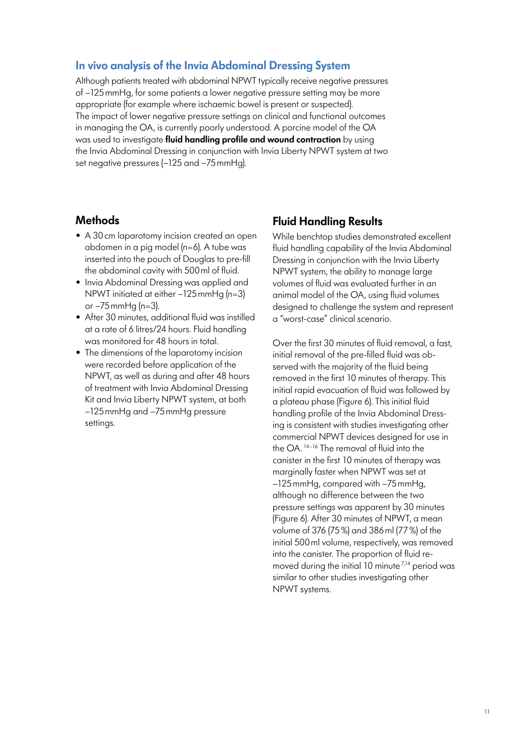## In vivo analysis of the Invia Abdominal Dressing System

Although patients treated with abdominal NPWT typically receive negative pressures of –125 mmHg, for some patients a lower negative pressure setting may be more appropriate (for example where ischaemic bowel is present or suspected). The impact of lower negative pressure settings on clinical and functional outcomes in managing the OA, is currently poorly understood. A porcine model of the OA was used to investigate **fluid handling profile and wound contraction** by using the Invia Abdominal Dressing in conjunction with Invia Liberty NPWT system at two set negative pressures (–125 and –75 mmHg).

### Methods

- A 30 cm laparotomy incision created an open abdomen in a pig model (n=6). A tube was inserted into the pouch of Douglas to pre-fill the abdominal cavity with 500 ml of fluid.
- Invia Abdominal Dressing was applied and NPWT initiated at either –125 mmHg (n=3) or –75 mmHg (n=3).
- After 30 minutes, additional fluid was instilled at a rate of 6 litres/24 hours. Fluid handling was monitored for 48 hours in total.
- The dimensions of the laparotomy incision were recorded before application of the NPWT, as well as during and after 48 hours of treatment with Invia Abdominal Dressing Kit and Invia Liberty NPWT system, at both –125 mmHg and –75 mmHg pressure settings.

### Fluid Handling Results

While benchtop studies demonstrated excellent fluid handling capability of the Invia Abdominal Dressing in conjunction with the Invia Liberty NPWT system, the ability to manage large volumes of fluid was evaluated further in an animal model of the OA, using fluid volumes designed to challenge the system and represent a "worst-case" clinical scenario.

Over the first 30 minutes of fluid removal, a fast, initial removal of the pre-filled fluid was observed with the majority of the fluid being removed in the first 10 minutes of therapy. This initial rapid evacuation of fluid was followed by a plateau phase (Figure 6). This initial fluid handling profile of the Invia Abdominal Dressing is consistent with studies investigating other commercial NPWT devices designed for use in the OA.[14–16] The removal of fluid into the canister in the first 10 minutes of therapy was marginally faster when NPWT was set at –125 mmHg, compared with –75 mmHg, although no difference between the two pressure settings was apparent by 30 minutes (Figure 6). After 30 minutes of NPWT, a mean volume of 376 (75 %) and 386 ml (77 %) of the initial 500 ml volume, respectively, was removed into the canister. The proportion of fluid removed during the initial 10 minute[7,14] period was similar to other studies investigating other NPWT systems.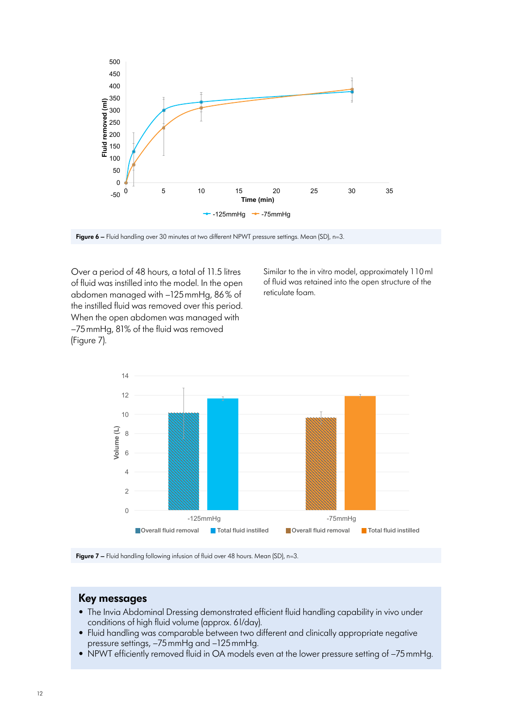**Figure 6 –** Fluid handling over 30 minutes at two different NPWT pressure settings. Mean (SD), n=3.

Over a period of 48 hours, a total of 11.5 litres of fluid was instilled into the model. In the open abdomen managed with –125 mmHg, 86 % of the instilled fluid was removed over this period. When the open abdomen was managed with –75 mmHg, 81% of the fluid was removed (Figure 7).

Similar to the in vitro model, approximately 110 ml of fluid was retained into the open structure of the reticulate foam.

**Figure 7 –** Fluid handling following infusion of fluid over 48 hours. Mean (SD), n=3.

## Key messages

- The Invia Abdominal Dressing demonstrated efficient fluid handling capability in vivo under conditions of high fluid volume (approx. 6 l/day).
- Fluid handling was comparable between two different and clinically appropriate negative pressure settings, –75 mmHg and –125 mmHg.
- NPWT efficiently removed fluid in OA models even at the lower pressure setting of –75 mmHg.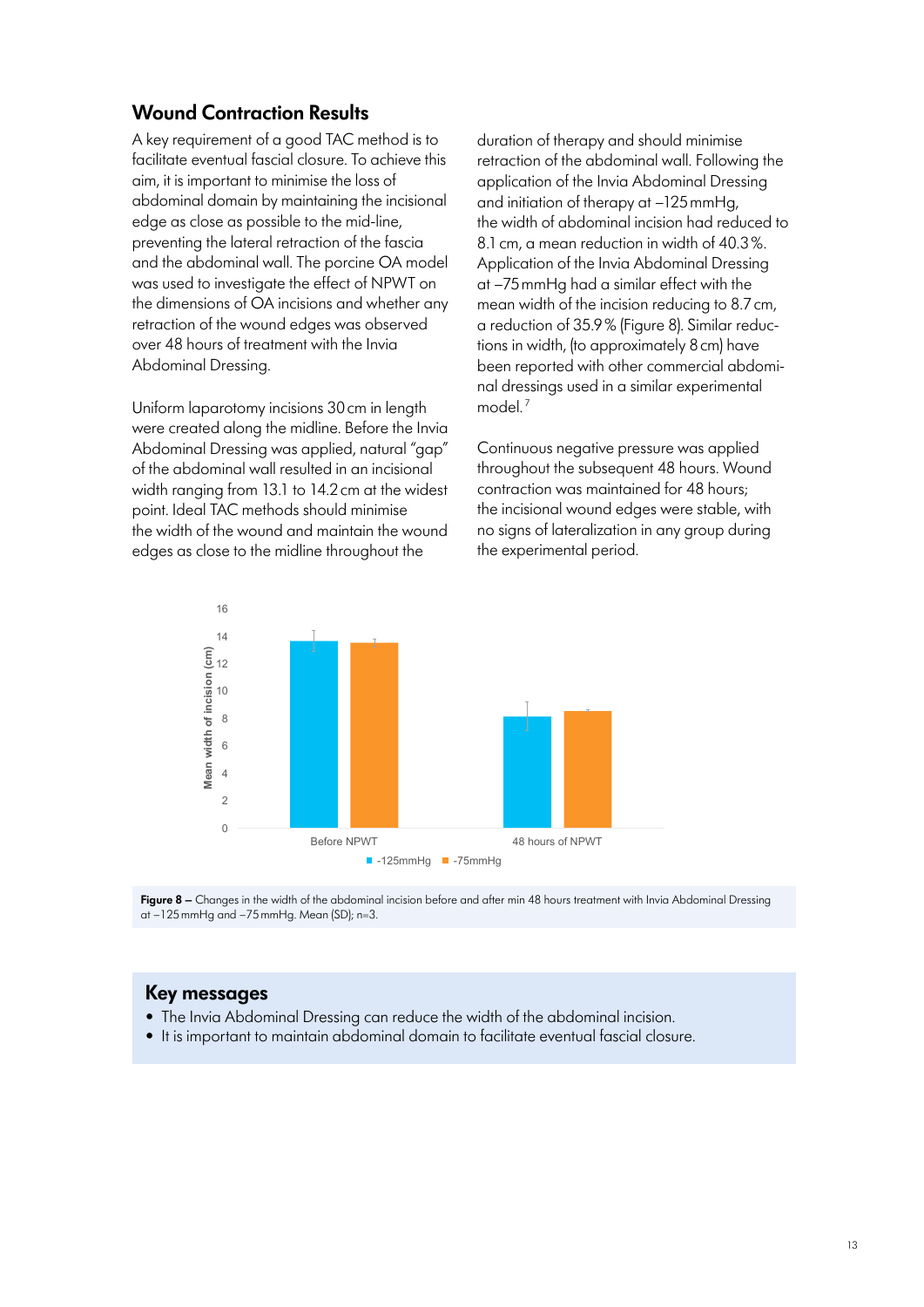## Wound Contraction Results

A key requirement of a good TAC method is to facilitate eventual fascial closure. To achieve this aim, it is important to minimise the loss of abdominal domain by maintaining the incisional edge as close as possible to the mid-line, preventing the lateral retraction of the fascia and the abdominal wall. The porcine OA model was used to investigate the effect of NPWT on the dimensions of OA incisions and whether any retraction of the wound edges was observed over 48 hours of treatment with the Invia Abdominal Dressing.

Uniform laparotomy incisions 30 cm in length were created along the midline. Before the Invia Abdominal Dressing was applied, natural "gap" of the abdominal wall resulted in an incisional width ranging from 13.1 to 14.2 cm at the widest point. Ideal TAC methods should minimise the width of the wound and maintain the wound edges as close to the midline throughout the duration of therapy and should minimise retraction of the abdominal wall. Following the application of the Invia Abdominal Dressing and initiation of therapy at –125 mmHg, the width of abdominal incision had reduced to 8.1 cm, a mean reduction in width of 40.3 %. Application of the Invia Abdominal Dressing at –75 mmHg had a similar effect with the mean width of the incision reducing to 8.7 cm, a reduction of 35.9 % (Figure 8). Similar reductions in width, (to approximately 8 cm) have been reported with other commercial abdominal dressings used in a similar experimental model.[7]

Continuous negative pressure was applied throughout the subsequent 48 hours. Wound contraction was maintained for 48 hours; the incisional wound edges were stable, with no signs of lateralization in any group during the experimental period.

**Figure 8 –** Changes in the width of the abdominal incision before and after min 48 hours treatment with Invia Abdominal Dressing at –125 mmHg and –75 mmHg. Mean (SD); n=3.

### Key messages

- The Invia Abdominal Dressing can reduce the width of the abdominal incision.
- It is important to maintain abdominal domain to facilitate eventual fascial closure.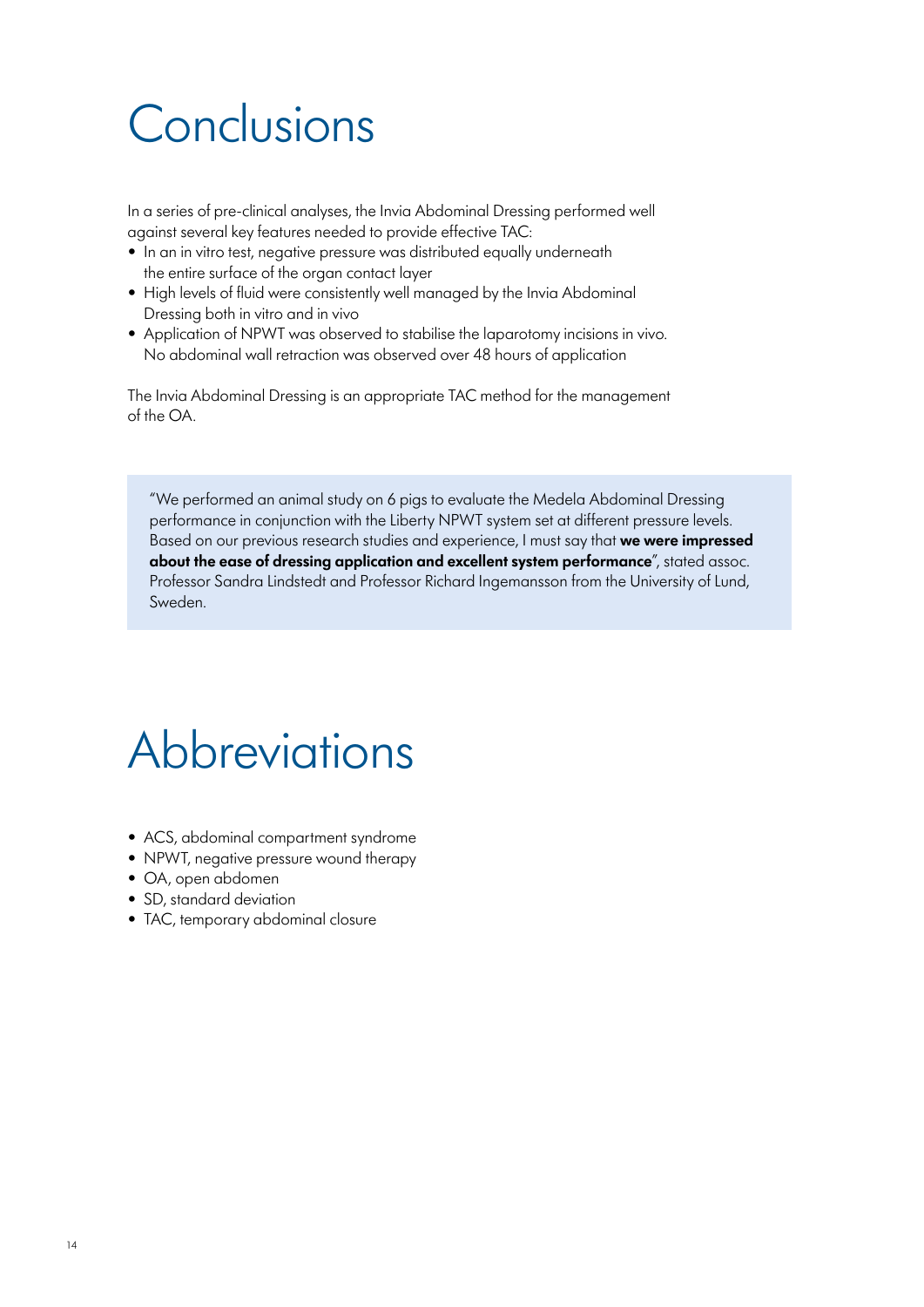# Conclusions

In a series of pre-clinical analyses, the Invia Abdominal Dressing performed well against several key features needed to provide effective TAC:

- In an in vitro test, negative pressure was distributed equally underneath the entire surface of the organ contact layer
- High levels of fluid were consistently well managed by the Invia Abdominal Dressing both in vitro and in vivo
- Application of NPWT was observed to stabilise the laparotomy incisions in vivo. No abdominal wall retraction was observed over 48 hours of application

The Invia Abdominal Dressing is an appropriate TAC method for the management of the OA.

> "We performed an animal study on 6 pigs to evaluate the Medela Abdominal Dressing performance in conjunction with the Liberty NPWT system set at different pressure levels. Based on our previous research studies and experience, I must say that **we were impressed about the ease of dressing application and excellent system performance**", stated assoc. Professor Sandra Lindstedt and Professor Richard Ingemansson from the University of Lund, Sweden.

# Abbreviations

- ACS, abdominal compartment syndrome
- NPWT, negative pressure wound therapy
- OA, open abdomen
- SD, standard deviation
- TAC, temporary abdominal closure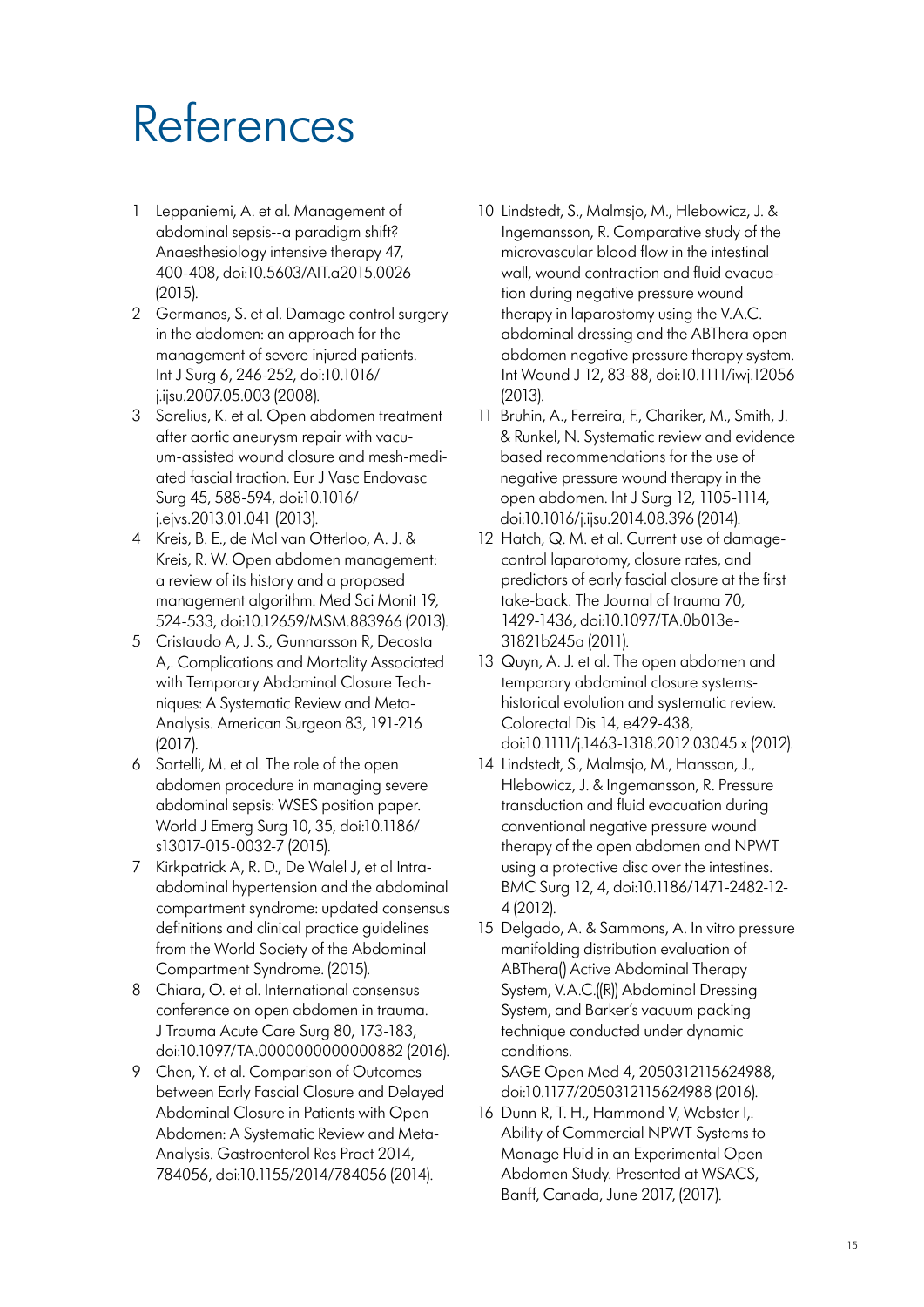# References

1. Leppaniemi, A. et al. Management of abdominal sepsis--a paradigm shift? Anaesthesiology intensive therapy 47, 400-408, doi:10.5603/AIT.a2015.0026 (2015).
2. Germanos, S. et al. Damage control surgery in the abdomen: an approach for the management of severe injured patients. Int J Surg 6, 246-252, doi:10.1016/j.ijsu.2007.05.003 (2008).
3. Sorelius, K. et al. Open abdomen treatment after aortic aneurysm repair with vacuum-assisted wound closure and mesh-mediated fascial traction. Eur J Vasc Endovasc Surg 45, 588-594, doi:10.1016/j.ejvs.2013.01.041 (2013).
4. Kreis, B. E., de Mol van Otterloo, A. J. & Kreis, R. W. Open abdomen management: a review of its history and a proposed management algorithm. Med Sci Monit 19, 524-533, doi:10.12659/MSM.883966 (2013).
5. Cristaudo A, J. S., Gunnarsson R, Decosta A,. Complications and Mortality Associated with Temporary Abdominal Closure Techniques: A Systematic Review and Meta-Analysis. American Surgeon 83, 191-216 (2017).
6. Sartelli, M. et al. The role of the open abdomen procedure in managing severe abdominal sepsis: WSES position paper. World J Emerg Surg 10, 35, doi:10.1186/s13017-015-0032-7 (2015).
7. Kirkpatrick A, R. D., De Walel J, et al Intra-abdominal hypertension and the abdominal compartment syndrome: updated consensus definitions and clinical practice guidelines from the World Society of the Abdominal Compartment Syndrome. (2015).
8. Chiara, O. et al. International consensus conference on open abdomen in trauma. J Trauma Acute Care Surg 80, 173-183, doi:10.1097/TA.0000000000000882 (2016).
9. Chen, Y. et al. Comparison of Outcomes between Early Fascial Closure and Delayed Abdominal Closure in Patients with Open Abdomen: A Systematic Review and Meta-Analysis. Gastroenterol Res Pract 2014, 784056, doi:10.1155/2014/784056 (2014).
10. Lindstedt, S., Malmsjo, M., Hlebowicz, J. & Ingemansson, R. Comparative study of the microvascular blood flow in the intestinal wall, wound contraction and fluid evacuation during negative pressure wound therapy in laparostomy using the V.A.C. abdominal dressing and the ABThera open abdomen negative pressure therapy system. Int Wound J 12, 83-88, doi:10.1111/iwj.12056 (2013).
11. Bruhin, A., Ferreira, F., Chariker, M., Smith, J. & Runkel, N. Systematic review and evidence based recommendations for the use of negative pressure wound therapy in the open abdomen. Int J Surg 12, 1105-1114, doi:10.1016/j.ijsu.2014.08.396 (2014).
12. Hatch, Q. M. et al. Current use of damage-control laparotomy, closure rates, and predictors of early fascial closure at the first take-back. The Journal of trauma 70, 1429-1436, doi:10.1097/TA.0b013e31821b245a (2011).
13. Quyn, A. J. et al. The open abdomen and temporary abdominal closure systems-historical evolution and systematic review. Colorectal Dis 14, e429-438, doi:10.1111/j.1463-1318.2012.03045.x (2012).
14. Lindstedt, S., Malmsjo, M., Hansson, J., Hlebowicz, J. & Ingemansson, R. Pressure transduction and fluid evacuation during conventional negative pressure wound therapy of the open abdomen and NPWT using a protective disc over the intestines. BMC Surg 12, 4, doi:10.1186/1471-2482-12-4 (2012).
15. Delgado, A. & Sammons, A. In vitro pressure manifolding distribution evaluation of ABThera() Active Abdominal Therapy System, V.A.C.((R)) Abdominal Dressing System, and Barker's vacuum packing technique conducted under dynamic conditions. SAGE Open Med 4, 2050312115624988, doi:10.1177/2050312115624988 (2016).
16. Dunn R, T. H., Hammond V, Webster I,. Ability of Commercial NPWT Systems to Manage Fluid in an Experimental Open Abdomen Study. Presented at WSACS, Banff, Canada, June 2017, (2017).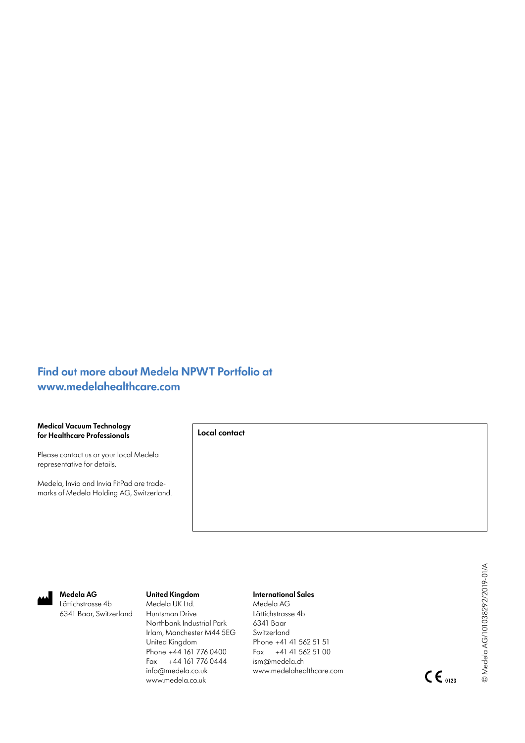## Find out more about Medela NPWT Portfolio at www.medelahealthcare.com

**Medical Vacuum Technology for Healthcare Professionals**

Please contact us or your local Medela representative for details.

Medela, Invia and Invia FitPad are trademarks of Medela Holding AG, Switzerland.

**Local contact**

**Medela AG**
Lättichstrasse 4b
6341 Baar, Switzerland

**United Kingdom**
Medela UK Ltd.
Huntsman Drive
Northbank Industrial Park
Irlam, Manchester M44 5EG
United Kingdom
Phone +44 161 776 0400
Fax +44 161 776 0444
info@medela.co.uk
www.medela.co.uk

**International Sales**
Medela AG
Lättichstrasse 4b
6341 Baar
Switzerland
Phone +41 41 562 51 51
Fax +41 41 562 51 00
ism@medela.ch
www.medelahealthcare.com

CE 0123

© Medela AG/101038292/2019-01/A